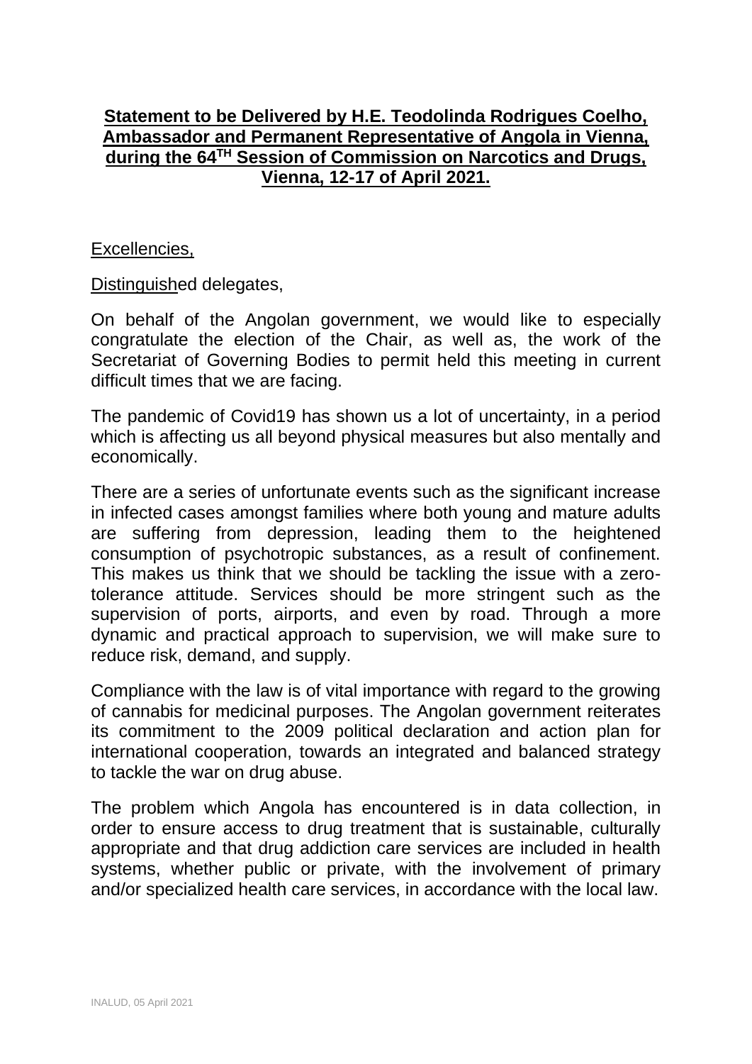**Statement to be Delivered by H.E. Teodolinda Rodrigues Coelho, Ambassador and Permanent Representative of Angola in Vienna, during the 64TH Session of Commission on Narcotics and Drugs, Vienna, 12-17 of April 2021.**

Excellencies,

Distinguished delegates,

On behalf of the Angolan government, we would like to especially congratulate the election of the Chair, as well as, the work of the Secretariat of Governing Bodies to permit held this meeting in current difficult times that we are facing.

The pandemic of Covid19 has shown us a lot of uncertainty, in a period which is affecting us all beyond physical measures but also mentally and economically.

There are a series of unfortunate events such as the significant increase in infected cases amongst families where both young and mature adults are suffering from depression, leading them to the heightened consumption of psychotropic substances, as a result of confinement. This makes us think that we should be tackling the issue with a zero-tolerance attitude. Services should be more stringent such as the supervision of ports, airports, and even by road. Through a more dynamic and practical approach to supervision, we will make sure to reduce risk, demand, and supply.

Compliance with the law is of vital importance with regard to the growing of cannabis for medicinal purposes. The Angolan government reiterates its commitment to the 2009 political declaration and action plan for international cooperation, towards an integrated and balanced strategy to tackle the war on drug abuse.

The problem which Angola has encountered is in data collection, in order to ensure access to drug treatment that is sustainable, culturally appropriate and that drug addiction care services are included in health systems, whether public or private, with the involvement of primary and/or specialized health care services, in accordance with the local law.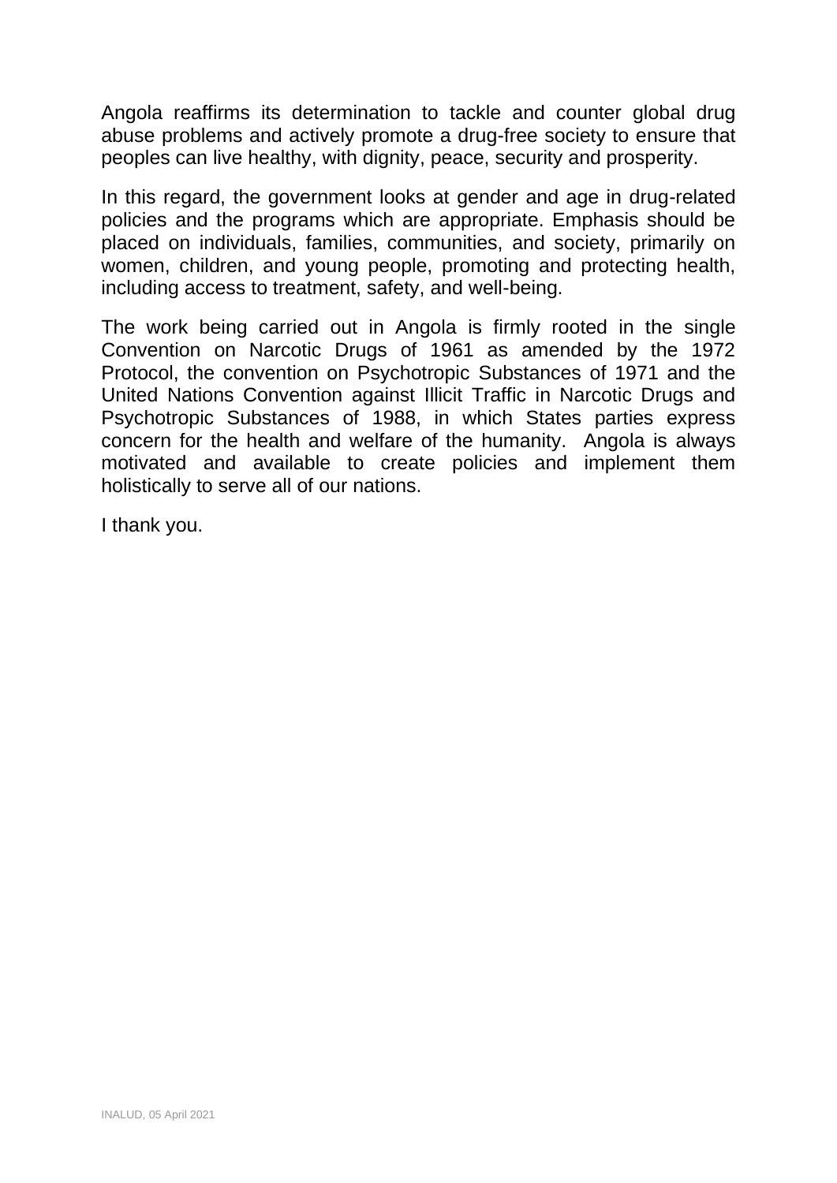Angola reaffirms its determination to tackle and counter global drug abuse problems and actively promote a drug-free society to ensure that peoples can live healthy, with dignity, peace, security and prosperity.

In this regard, the government looks at gender and age in drug-related policies and the programs which are appropriate. Emphasis should be placed on individuals, families, communities, and society, primarily on women, children, and young people, promoting and protecting health, including access to treatment, safety, and well-being.

The work being carried out in Angola is firmly rooted in the single Convention on Narcotic Drugs of 1961 as amended by the 1972 Protocol, the convention on Psychotropic Substances of 1971 and the United Nations Convention against Illicit Traffic in Narcotic Drugs and Psychotropic Substances of 1988, in which States parties express concern for the health and welfare of the humanity. Angola is always motivated and available to create policies and implement them holistically to serve all of our nations.

I thank you.